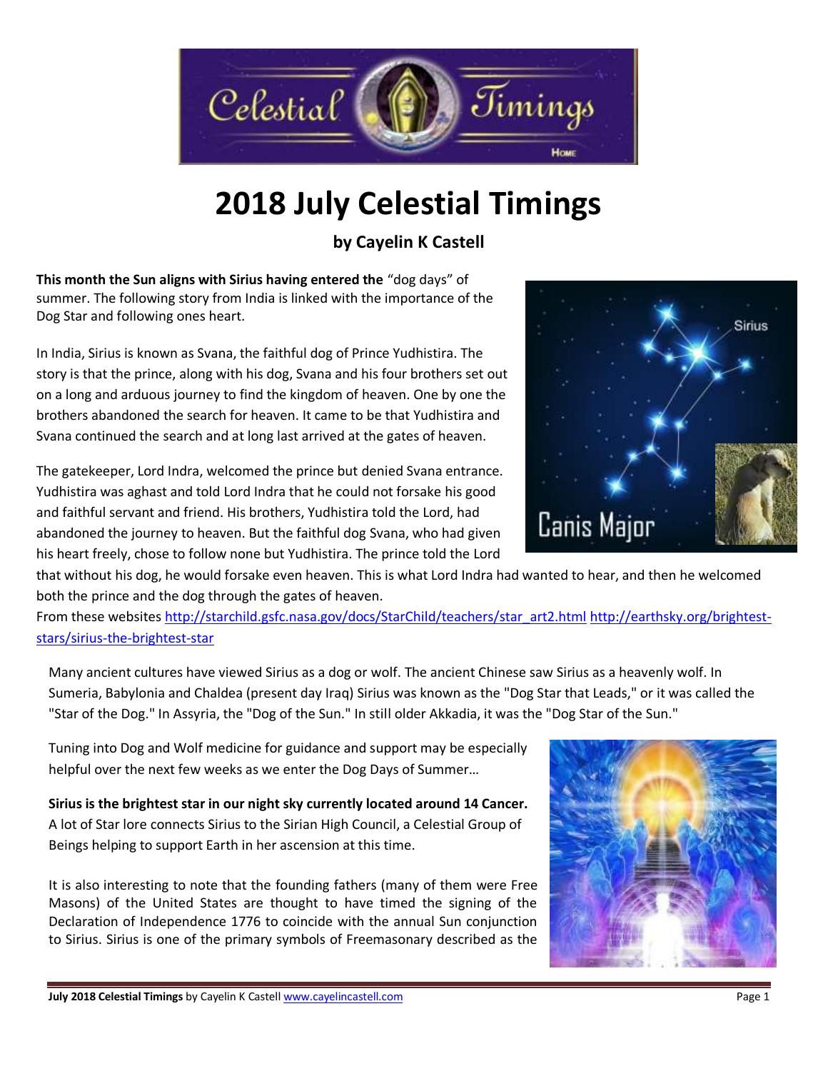# 2018 July Celestial Timings

### by Cayelin K Castell

**This month the Sun aligns with Sirius having entered the** "dog days" of summer. The following story from India is linked with the importance of the Dog Star and following ones heart.

In India, Sirius is known as Svana, the faithful dog of Prince Yudhistira. The story is that the prince, along with his dog, Svana and his four brothers set out on a long and arduous journey to find the kingdom of heaven. One by one the brothers abandoned the search for heaven. It came to be that Yudhistira and Svana continued the search and at long last arrived at the gates of heaven.

The gatekeeper, Lord Indra, welcomed the prince but denied Svana entrance. Yudhistira was aghast and told Lord Indra that he could not forsake his good and faithful servant and friend. His brothers, Yudhistira told the Lord, had abandoned the journey to heaven. But the faithful dog Svana, who had given his heart freely, chose to follow none but Yudhistira. The prince told the Lord that without his dog, he would forsake even heaven. This is what Lord Indra had wanted to hear, and then he welcomed both the prince and the dog through the gates of heaven.

From these websites http://starchild.gsfc.nasa.gov/docs/StarChild/teachers/star_art2.html http://earthsky.org/brightest-stars/sirius-the-brightest-star

Many ancient cultures have viewed Sirius as a dog or wolf. The ancient Chinese saw Sirius as a heavenly wolf. In Sumeria, Babylonia and Chaldea (present day Iraq) Sirius was known as the "Dog Star that Leads," or it was called the "Star of the Dog." In Assyria, the "Dog of the Sun." In still older Akkadia, it was the "Dog Star of the Sun."

Tuning into Dog and Wolf medicine for guidance and support may be especially helpful over the next few weeks as we enter the Dog Days of Summer…

**Sirius is the brightest star in our night sky currently located around 14 Cancer.** A lot of Star lore connects Sirius to the Sirian High Council, a Celestial Group of Beings helping to support Earth in her ascension at this time.

It is also interesting to note that the founding fathers (many of them were Free Masons) of the United States are thought to have timed the signing of the Declaration of Independence 1776 to coincide with the annual Sun conjunction to Sirius. Sirius is one of the primary symbols of Freemasonary described as the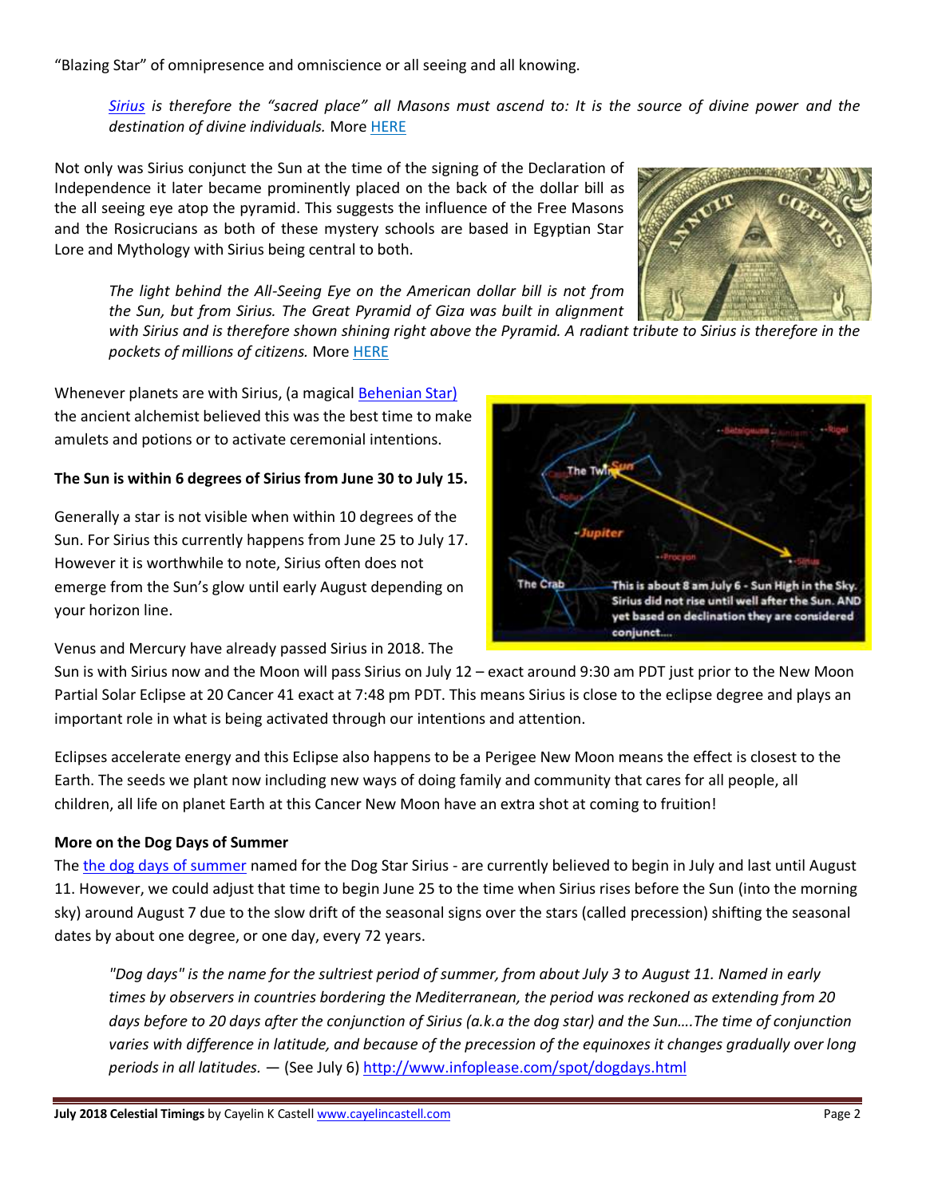"Blazing Star" of omnipresence and omniscience or all seeing and all knowing.

> *Sirius is therefore the "sacred place" all Masons must ascend to: It is the source of divine power and the destination of divine individuals.* More HERE

Not only was Sirius conjunct the Sun at the time of the signing of the Declaration of Independence it later became prominently placed on the back of the dollar bill as the all seeing eye atop the pyramid. This suggests the influence of the Free Masons and the Rosicrucians as both of these mystery schools are based in Egyptian Star Lore and Mythology with Sirius being central to both.

> *The light behind the All-Seeing Eye on the American dollar bill is not from the Sun, but from Sirius. The Great Pyramid of Giza was built in alignment with Sirius and is therefore shown shining right above the Pyramid. A radiant tribute to Sirius is therefore in the pockets of millions of citizens.* More HERE

Whenever planets are with Sirius, (a magical Behenian Star) the ancient alchemist believed this was the best time to make amulets and potions or to activate ceremonial intentions.

**The Sun is within 6 degrees of Sirius from June 30 to July 15.**

Generally a star is not visible when within 10 degrees of the Sun. For Sirius this currently happens from June 25 to July 17. However it is worthwhile to note, Sirius often does not emerge from the Sun's glow until early August depending on your horizon line.

This is about 8 am July 6 - Sun High in the Sky. Sirius did not rise until well after the Sun. AND yet based on declination they are considered conjunct....

Venus and Mercury have already passed Sirius in 2018. The Sun is with Sirius now and the Moon will pass Sirius on July 12 – exact around 9:30 am PDT just prior to the New Moon Partial Solar Eclipse at 20 Cancer 41 exact at 7:48 pm PDT. This means Sirius is close to the eclipse degree and plays an important role in what is being activated through our intentions and attention.

Eclipses accelerate energy and this Eclipse also happens to be a Perigee New Moon means the effect is closest to the Earth. The seeds we plant now including new ways of doing family and community that cares for all people, all children, all life on planet Earth at this Cancer New Moon have an extra shot at coming to fruition!

**More on the Dog Days of Summer**

The the dog days of summer named for the Dog Star Sirius - are currently believed to begin in July and last until August 11. However, we could adjust that time to begin June 25 to the time when Sirius rises before the Sun (into the morning sky) around August 7 due to the slow drift of the seasonal signs over the stars (called precession) shifting the seasonal dates by about one degree, or one day, every 72 years.

> *"Dog days" is the name for the sultriest period of summer, from about July 3 to August 11. Named in early times by observers in countries bordering the Mediterranean, the period was reckoned as extending from 20 days before to 20 days after the conjunction of Sirius (a.k.a the dog star) and the Sun….The time of conjunction varies with difference in latitude, and because of the precession of the equinoxes it changes gradually over long periods in all latitudes.* — (See July 6) http://www.infoplease.com/spot/dogdays.html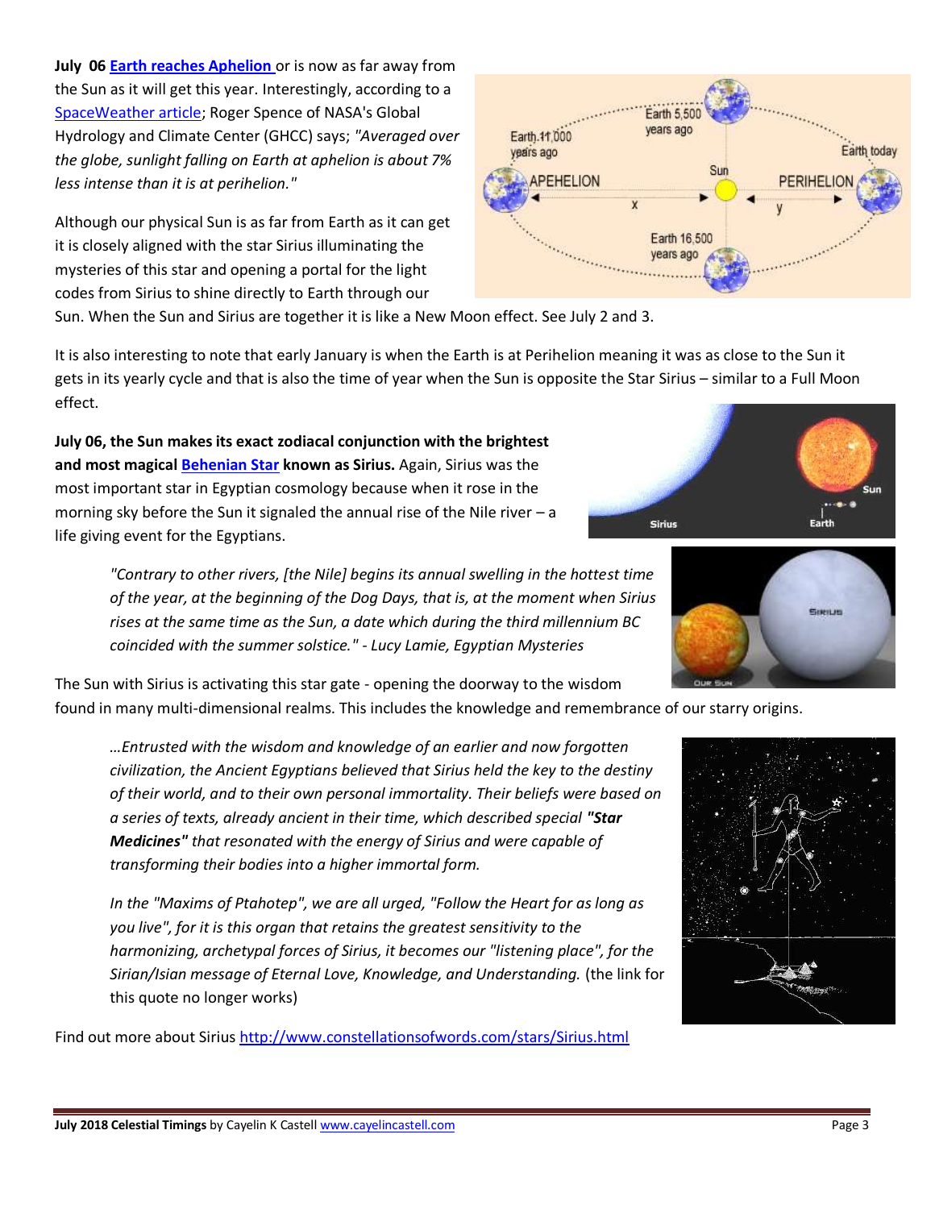**July 06 Earth reaches Aphelion** or is now as far away from the Sun as it will get this year. Interestingly, according to a SpaceWeather article; Roger Spence of NASA's Global Hydrology and Climate Center (GHCC) says; *"Averaged over the globe, sunlight falling on Earth at aphelion is about 7% less intense than it is at perihelion."*

Although our physical Sun is as far from Earth as it can get it is closely aligned with the star Sirius illuminating the mysteries of this star and opening a portal for the light codes from Sirius to shine directly to Earth through our Sun. When the Sun and Sirius are together it is like a New Moon effect. See July 2 and 3.

It is also interesting to note that early January is when the Earth is at Perihelion meaning it was as close to the Sun it gets in its yearly cycle and that is also the time of year when the Sun is opposite the Star Sirius – similar to a Full Moon effect.

**July 06, the Sun makes its exact zodiacal conjunction with the brightest and most magical Behenian Star known as Sirius.** Again, Sirius was the most important star in Egyptian cosmology because when it rose in the morning sky before the Sun it signaled the annual rise of the Nile river – a life giving event for the Egyptians.

> *"Contrary to other rivers, [the Nile] begins its annual swelling in the hottest time of the year, at the beginning of the Dog Days, that is, at the moment when Sirius rises at the same time as the Sun, a date which during the third millennium BC coincided with the summer solstice." - Lucy Lamie, Egyptian Mysteries*

The Sun with Sirius is activating this star gate - opening the doorway to the wisdom found in many multi-dimensional realms. This includes the knowledge and remembrance of our starry origins.

> *…Entrusted with the wisdom and knowledge of an earlier and now forgotten civilization, the Ancient Egyptians believed that Sirius held the key to the destiny of their world, and to their own personal immortality. Their beliefs were based on a series of texts, already ancient in their time, which described special **"Star Medicines"** that resonated with the energy of Sirius and were capable of transforming their bodies into a higher immortal form.*
>
> *In the "Maxims of Ptahotep", we are all urged, "Follow the Heart for as long as you live", for it is this organ that retains the greatest sensitivity to the harmonizing, archetypal forces of Sirius, it becomes our "listening place", for the Sirian/Isian message of Eternal Love, Knowledge, and Understanding.* (the link for this quote no longer works)

Find out more about Sirius http://www.constellationsofwords.com/stars/Sirius.html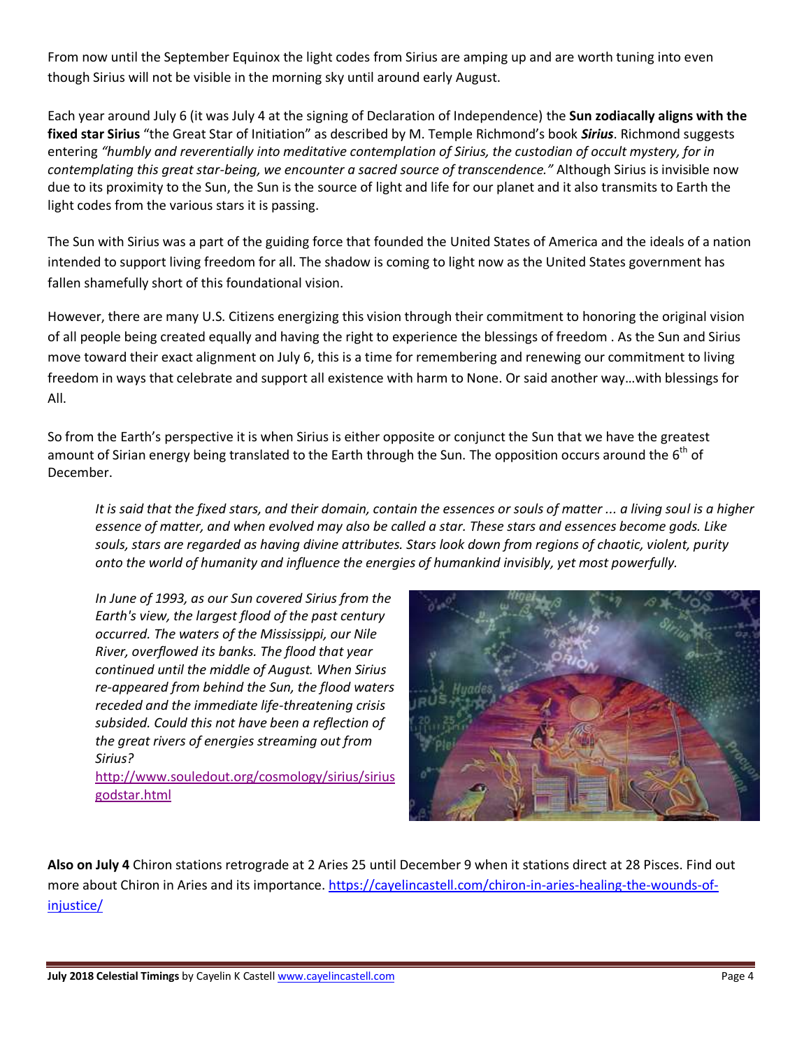From now until the September Equinox the light codes from Sirius are amping up and are worth tuning into even though Sirius will not be visible in the morning sky until around early August.

Each year around July 6 (it was July 4 at the signing of Declaration of Independence) the **Sun zodiacally aligns with the fixed star Sirius** "the Great Star of Initiation" as described by M. Temple Richmond's book ***Sirius***. Richmond suggests entering *"humbly and reverentially into meditative contemplation of Sirius, the custodian of occult mystery, for in contemplating this great star-being, we encounter a sacred source of transcendence."* Although Sirius is invisible now due to its proximity to the Sun, the Sun is the source of light and life for our planet and it also transmits to Earth the light codes from the various stars it is passing.

The Sun with Sirius was a part of the guiding force that founded the United States of America and the ideals of a nation intended to support living freedom for all. The shadow is coming to light now as the United States government has fallen shamefully short of this foundational vision.

However, there are many U.S. Citizens energizing this vision through their commitment to honoring the original vision of all people being created equally and having the right to experience the blessings of freedom . As the Sun and Sirius move toward their exact alignment on July 6, this is a time for remembering and renewing our commitment to living freedom in ways that celebrate and support all existence with harm to None. Or said another way…with blessings for All.

So from the Earth's perspective it is when Sirius is either opposite or conjunct the Sun that we have the greatest amount of Sirian energy being translated to the Earth through the Sun. The opposition occurs around the 6th of December.

> *It is said that the fixed stars, and their domain, contain the essences or souls of matter ... a living soul is a higher essence of matter, and when evolved may also be called a star. These stars and essences become gods. Like souls, stars are regarded as having divine attributes. Stars look down from regions of chaotic, violent, purity onto the world of humanity and influence the energies of humankind invisibly, yet most powerfully.*
>
> *In June of 1993, as our Sun covered Sirius from the Earth's view, the largest flood of the past century occurred. The waters of the Mississippi, our Nile River, overflowed its banks. The flood that year continued until the middle of August. When Sirius re-appeared from behind the Sun, the flood waters receded and the immediate life-threatening crisis subsided. Could this not have been a reflection of the great rivers of energies streaming out from Sirius?*
>
> http://www.souledout.org/cosmology/sirius/siriusgodstar.html

**Also on July 4** Chiron stations retrograde at 2 Aries 25 until December 9 when it stations direct at 28 Pisces. Find out more about Chiron in Aries and its importance. https://cayelincastell.com/chiron-in-aries-healing-the-wounds-of-injustice/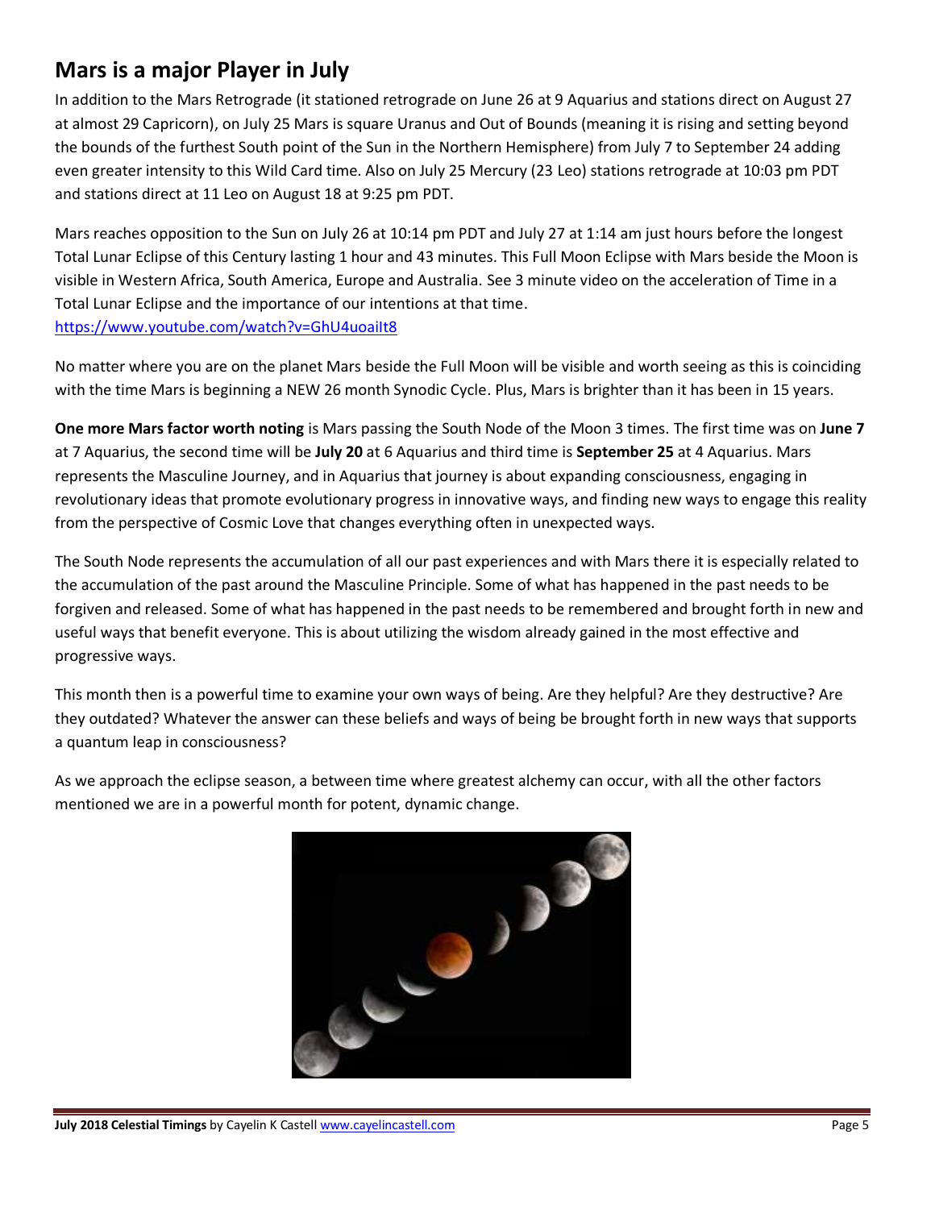## Mars is a major Player in July

In addition to the Mars Retrograde (it stationed retrograde on June 26 at 9 Aquarius and stations direct on August 27 at almost 29 Capricorn), on July 25 Mars is square Uranus and Out of Bounds (meaning it is rising and setting beyond the bounds of the furthest South point of the Sun in the Northern Hemisphere) from July 7 to September 24 adding even greater intensity to this Wild Card time. Also on July 25 Mercury (23 Leo) stations retrograde at 10:03 pm PDT and stations direct at 11 Leo on August 18 at 9:25 pm PDT.

Mars reaches opposition to the Sun on July 26 at 10:14 pm PDT and July 27 at 1:14 am just hours before the longest Total Lunar Eclipse of this Century lasting 1 hour and 43 minutes. This Full Moon Eclipse with Mars beside the Moon is visible in Western Africa, South America, Europe and Australia. See 3 minute video on the acceleration of Time in a Total Lunar Eclipse and the importance of our intentions at that time.
https://www.youtube.com/watch?v=GhU4uoaiIt8

No matter where you are on the planet Mars beside the Full Moon will be visible and worth seeing as this is coinciding with the time Mars is beginning a NEW 26 month Synodic Cycle. Plus, Mars is brighter than it has been in 15 years.

**One more Mars factor worth noting** is Mars passing the South Node of the Moon 3 times. The first time was on **June 7** at 7 Aquarius, the second time will be **July 20** at 6 Aquarius and third time is **September 25** at 4 Aquarius. Mars represents the Masculine Journey, and in Aquarius that journey is about expanding consciousness, engaging in revolutionary ideas that promote evolutionary progress in innovative ways, and finding new ways to engage this reality from the perspective of Cosmic Love that changes everything often in unexpected ways.

The South Node represents the accumulation of all our past experiences and with Mars there it is especially related to the accumulation of the past around the Masculine Principle. Some of what has happened in the past needs to be forgiven and released. Some of what has happened in the past needs to be remembered and brought forth in new and useful ways that benefit everyone. This is about utilizing the wisdom already gained in the most effective and progressive ways.

This month then is a powerful time to examine your own ways of being. Are they helpful? Are they destructive? Are they outdated? Whatever the answer can these beliefs and ways of being be brought forth in new ways that supports a quantum leap in consciousness?

As we approach the eclipse season, a between time where greatest alchemy can occur, with all the other factors mentioned we are in a powerful month for potent, dynamic change.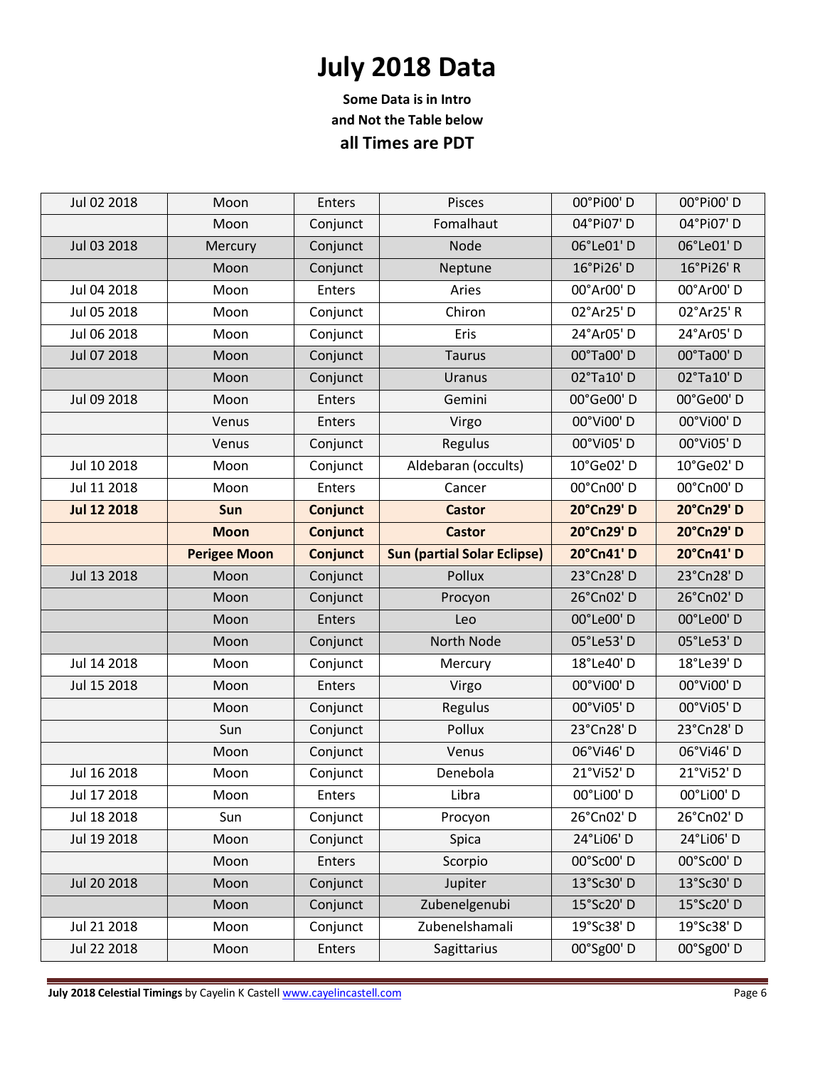# July 2018 Data

**Some Data is in Intro**
**and Not the Table below**
**all Times are PDT**

| | | | | | |
|---|---|---|---|---|---|
| Jul 02 2018 | Moon | Enters | Pisces | 00°Pi00' D | 00°Pi00' D |
| | Moon | Conjunct | Fomalhaut | 04°Pi07' D | 04°Pi07' D |
| Jul 03 2018 | Mercury | Conjunct | Node | 06°Le01' D | 06°Le01' D |
| | Moon | Conjunct | Neptune | 16°Pi26' D | 16°Pi26' R |
| Jul 04 2018 | Moon | Enters | Aries | 00°Ar00' D | 00°Ar00' D |
| Jul 05 2018 | Moon | Conjunct | Chiron | 02°Ar25' D | 02°Ar25' R |
| Jul 06 2018 | Moon | Conjunct | Eris | 24°Ar05' D | 24°Ar05' D |
| Jul 07 2018 | Moon | Conjunct | Taurus | 00°Ta00' D | 00°Ta00' D |
| | Moon | Conjunct | Uranus | 02°Ta10' D | 02°Ta10' D |
| Jul 09 2018 | Moon | Enters | Gemini | 00°Ge00' D | 00°Ge00' D |
| | Venus | Enters | Virgo | 00°Vi00' D | 00°Vi00' D |
| | Venus | Conjunct | Regulus | 00°Vi05' D | 00°Vi05' D |
| Jul 10 2018 | Moon | Conjunct | Aldebaran (occults) | 10°Ge02' D | 10°Ge02' D |
| Jul 11 2018 | Moon | Enters | Cancer | 00°Cn00' D | 00°Cn00' D |
| **Jul 12 2018** | **Sun** | **Conjunct** | **Castor** | **20°Cn29' D** | **20°Cn29' D** |
| | **Moon** | **Conjunct** | **Castor** | **20°Cn29' D** | **20°Cn29' D** |
| | **Perigee Moon** | **Conjunct** | **Sun (partial Solar Eclipse)** | **20°Cn41' D** | **20°Cn41' D** |
| Jul 13 2018 | Moon | Conjunct | Pollux | 23°Cn28' D | 23°Cn28' D |
| | Moon | Conjunct | Procyon | 26°Cn02' D | 26°Cn02' D |
| | Moon | Enters | Leo | 00°Le00' D | 00°Le00' D |
| | Moon | Conjunct | North Node | 05°Le53' D | 05°Le53' D |
| Jul 14 2018 | Moon | Conjunct | Mercury | 18°Le40' D | 18°Le39' D |
| Jul 15 2018 | Moon | Enters | Virgo | 00°Vi00' D | 00°Vi00' D |
| | Moon | Conjunct | Regulus | 00°Vi05' D | 00°Vi05' D |
| | Sun | Conjunct | Pollux | 23°Cn28' D | 23°Cn28' D |
| | Moon | Conjunct | Venus | 06°Vi46' D | 06°Vi46' D |
| Jul 16 2018 | Moon | Conjunct | Denebola | 21°Vi52' D | 21°Vi52' D |
| Jul 17 2018 | Moon | Enters | Libra | 00°Li00' D | 00°Li00' D |
| Jul 18 2018 | Sun | Conjunct | Procyon | 26°Cn02' D | 26°Cn02' D |
| Jul 19 2018 | Moon | Conjunct | Spica | 24°Li06' D | 24°Li06' D |
| | Moon | Enters | Scorpio | 00°Sc00' D | 00°Sc00' D |
| Jul 20 2018 | Moon | Conjunct | Jupiter | 13°Sc30' D | 13°Sc30' D |
| | Moon | Conjunct | Zubenelgenubi | 15°Sc20' D | 15°Sc20' D |
| Jul 21 2018 | Moon | Conjunct | Zubenelshamali | 19°Sc38' D | 19°Sc38' D |
| Jul 22 2018 | Moon | Enters | Sagittarius | 00°Sg00' D | 00°Sg00' D |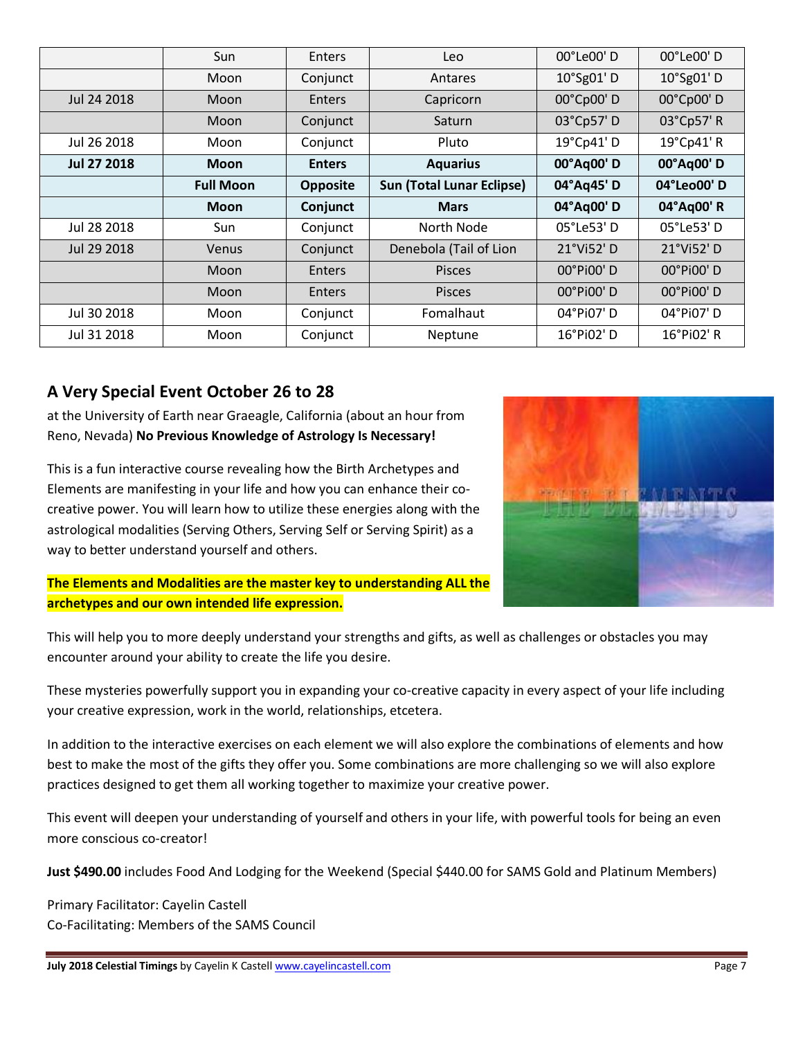| | | | | | |
|---|---|---|---|---|---|
| | Sun | Enters | Leo | 00°Le00' D | 00°Le00' D |
| | Moon | Conjunct | Antares | 10°Sg01' D | 10°Sg01' D |
| Jul 24 2018 | Moon | Enters | Capricorn | 00°Cp00' D | 00°Cp00' D |
| | Moon | Conjunct | Saturn | 03°Cp57' D | 03°Cp57' R |
| Jul 26 2018 | Moon | Conjunct | Pluto | 19°Cp41' D | 19°Cp41' R |
| **Jul 27 2018** | **Moon** | **Enters** | **Aquarius** | **00°Aq00' D** | **00°Aq00' D** |
| | **Full Moon** | **Opposite** | **Sun (Total Lunar Eclipse)** | **04°Aq45' D** | **04°Leo00' D** |
| | **Moon** | **Conjunct** | **Mars** | **04°Aq00' D** | **04°Aq00' R** |
| Jul 28 2018 | Sun | Conjunct | North Node | 05°Le53' D | 05°Le53' D |
| Jul 29 2018 | Venus | Conjunct | Denebola (Tail of Lion | 21°Vi52' D | 21°Vi52' D |
| | Moon | Enters | Pisces | 00°Pi00' D | 00°Pi00' D |
| | Moon | Enters | Pisces | 00°Pi00' D | 00°Pi00' D |
| Jul 30 2018 | Moon | Conjunct | Fomalhaut | 04°Pi07' D | 04°Pi07' D |
| Jul 31 2018 | Moon | Conjunct | Neptune | 16°Pi02' D | 16°Pi02' R |

## A Very Special Event October 26 to 28

at the University of Earth near Graeagle, California (about an hour from Reno, Nevada) **No Previous Knowledge of Astrology Is Necessary!**

This is a fun interactive course revealing how the Birth Archetypes and Elements are manifesting in your life and how you can enhance their co-creative power. You will learn how to utilize these energies along with the astrological modalities (Serving Others, Serving Self or Serving Spirit) as a way to better understand yourself and others.

**The Elements and Modalities are the master key to understanding ALL the archetypes and our own intended life expression.**

This will help you to more deeply understand your strengths and gifts, as well as challenges or obstacles you may encounter around your ability to create the life you desire.

These mysteries powerfully support you in expanding your co-creative capacity in every aspect of your life including your creative expression, work in the world, relationships, etcetera.

In addition to the interactive exercises on each element we will also explore the combinations of elements and how best to make the most of the gifts they offer you. Some combinations are more challenging so we will also explore practices designed to get them all working together to maximize your creative power.

This event will deepen your understanding of yourself and others in your life, with powerful tools for being an even more conscious co-creator!

**Just $490.00** includes Food And Lodging for the Weekend (Special $440.00 for SAMS Gold and Platinum Members)

Primary Facilitator: Cayelin Castell
Co-Facilitating: Members of the SAMS Council